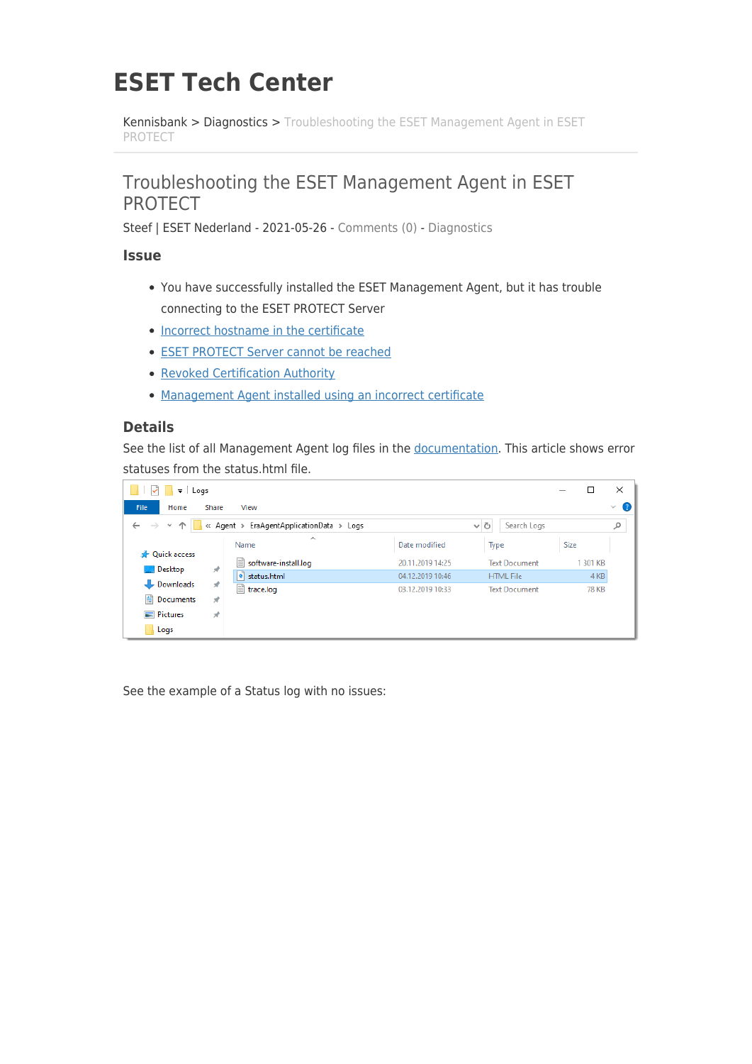# ESET Tech Center

Kennisbank > Diagnostics > Troubleshooting the ESET Management Agent in ESET PROTECT

## Troubleshooting the ESET Management Agent in ESET PROTECT

Steef | ESET Nederland - 2021-05-26 - Comments (0) - Diagnostics

### Issue

- You have successfully installed the ESET Management Agent, but it has trouble connecting to the ESET PROTECT Server
- Incorrect hostname in the certificate
- ESET PROTECT Server cannot be reached
- Revoked Certification Authority
- Management Agent installed using an incorrect certificate

### Details

See the list of all Management Agent log files in the documentation. This article shows error statuses from the status.html file.

See the example of a Status log with no issues: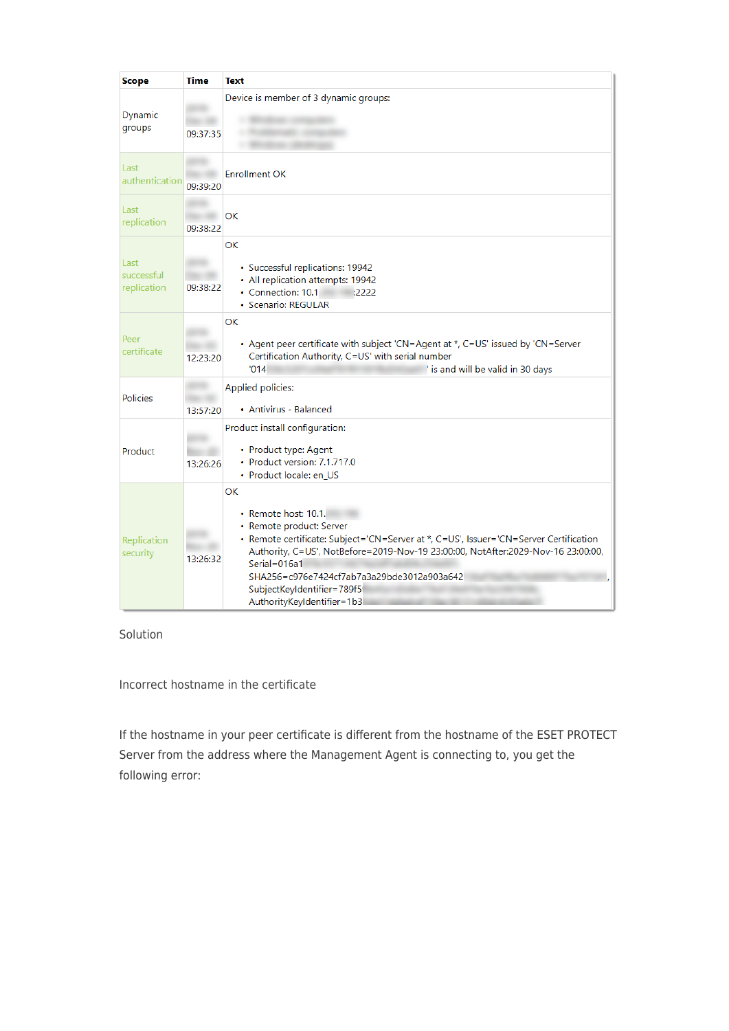| Scope | Time | Text |
|---|---|---|
| Dynamic groups | 09:37:35 | Device is member of 3 dynamic groups: |
| Last authentication | 09:39:20 | Enrollment OK |
| Last replication | 09:38:22 | OK |
| Last successful replication | 09:38:22 | OK<br>• Successful replications: 19942<br>• All replication attempts: 19942<br>• Connection: 10.1 :2222<br>• Scenario: REGULAR |
| Peer certificate | 12:23:20 | OK<br>• Agent peer certificate with subject 'CN=Agent at *, C=US' issued by 'CN=Server Certification Authority, C=US' with serial number '014 ' is and will be valid in 30 days |
| Policies | 13:57:20 | Applied policies:<br>• Antivirus - Balanced |
| Product | 13:26:26 | Product install configuration:<br>• Product type: Agent<br>• Product version: 7.1.717.0<br>• Product locale: en_US |
| Replication security | 13:26:32 | OK<br>• Remote host: 10.1.<br>• Remote product: Server<br>• Remote certificate: Subject='CN=Server at *, C=US', Issuer='CN=Server Certification Authority, C=US', NotBefore=2019-Nov-19 23:00:00, NotAfter:2029-Nov-16 23:00:00, Serial=016a1 SHA256=c976e7424cf7ab7a3a29bde3012a903a642 , SubjectKeyIdentifier=789f5 AuthorityKeyIdentifier=1b3 |

Solution

Incorrect hostname in the certificate

If the hostname in your peer certificate is different from the hostname of the ESET PROTECT Server from the address where the Management Agent is connecting to, you get the following error: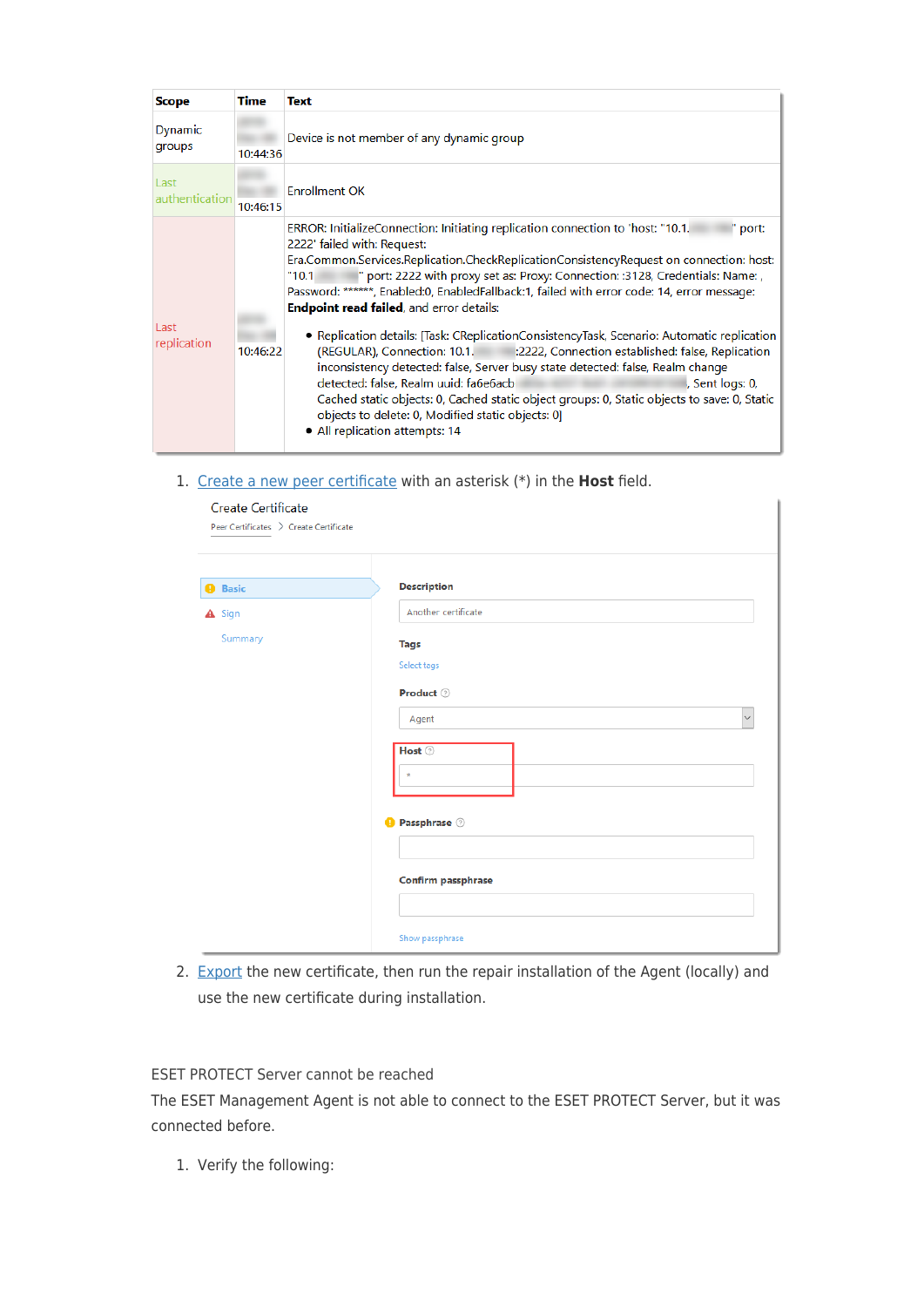| Scope | Time | Text |
| --- | --- | --- |
| Dynamic groups | 10:44:36 | Device is not member of any dynamic group |
| Last authentication | 10:46:15 | Enrollment OK |
| Last replication | 10:46:22 | ERROR: InitializeConnection: Initiating replication connection to 'host: "10.1. " port: 2222' failed with: Request: Era.Common.Services.Replication.CheckReplicationConsistencyRequest on connection: host: "10.1 " port: 2222 with proxy set as: Proxy: Connection: :3128, Credentials: Name: , Password: ******, Enabled:0, EnabledFallback:1, failed with error code: 14, error message: **Endpoint read failed**, and error details:<br>• Replication details: [Task: CReplicationConsistencyTask, Scenario: Automatic replication (REGULAR), Connection: 10.1. :2222, Connection established: false, Replication inconsistency detected: false, Server busy state detected: false, Realm change detected: false, Realm uuid: fa6e6acb , Sent logs: 0, Cached static objects: 0, Cached static object groups: 0, Static objects to save: 0, Static objects to delete: 0, Modified static objects: 0]<br>• All replication attempts: 14 |

1. Create a new peer certificate with an asterisk (*) in the **Host** field.

   Create Certificate
   Peer Certificates > Create Certificate

   - Basic
   - Sign
   - Summary

   Description: Another certificate
   Tags: Select tags
   Product: Agent
   Host: *
   Passphrase
   Confirm passphrase
   Show passphrase

2. Export the new certificate, then run the repair installation of the Agent (locally) and use the new certificate during installation.

ESET PROTECT Server cannot be reached

The ESET Management Agent is not able to connect to the ESET PROTECT Server, but it was connected before.

1. Verify the following: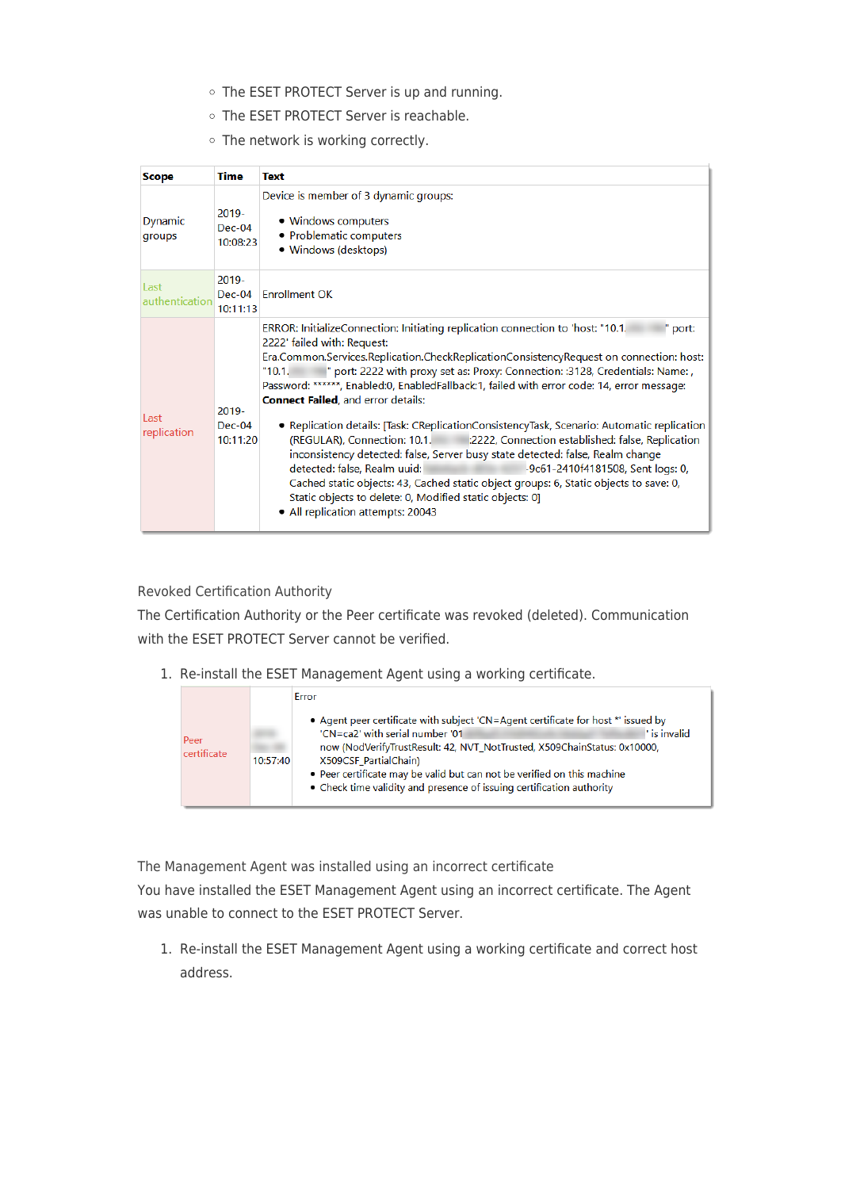- The ESET PROTECT Server is up and running.
- The ESET PROTECT Server is reachable.
- The network is working correctly.

| Scope | Time | Text |
| --- | --- | --- |
| Dynamic groups | 2019-Dec-04 10:08:23 | Device is member of 3 dynamic groups:<br>• Windows computers<br>• Problematic computers<br>• Windows (desktops) |
| Last authentication | 2019-Dec-04 10:11:13 | Enrollment OK |
| Last replication | 2019-Dec-04 10:11:20 | ERROR: InitializeConnection: Initiating replication connection to 'host: "10.1. " port: 2222' failed with: Request: Era.Common.Services.Replication.CheckReplicationConsistencyRequest on connection: host: "10.1. " port: 2222 with proxy set as: Proxy: Connection: :3128, Credentials: Name: , Password: ******, Enabled:0, EnabledFallback:1, failed with error code: 14, error message: **Connect Failed**, and error details:<br>• Replication details: [Task: CReplicationConsistencyTask, Scenario: Automatic replication (REGULAR), Connection: 10.1. :2222, Connection established: false, Replication inconsistency detected: false, Server busy state detected: false, Realm change detected: false, Realm uuid: -9c61-2410f4181508, Sent logs: 0, Cached static objects: 43, Cached static object groups: 6, Static objects to save: 0, Static objects to delete: 0, Modified static objects: 0]<br>• All replication attempts: 20043 |

Revoked Certification Authority

The Certification Authority or the Peer certificate was revoked (deleted). Communication with the ESET PROTECT Server cannot be verified.

1. Re-install the ESET Management Agent using a working certificate.

| | | Error |
| --- | --- | --- |
| Peer certificate | 10:57:40 | • Agent peer certificate with subject 'CN=Agent certificate for host *' issued by 'CN=ca2' with serial number '01 ' is invalid now (NodVerifyTrustResult: 42, NVT_NotTrusted, X509ChainStatus: 0x10000, X509CSF_PartialChain)<br>• Peer certificate may be valid but can not be verified on this machine<br>• Check time validity and presence of issuing certification authority |

The Management Agent was installed using an incorrect certificate

You have installed the ESET Management Agent using an incorrect certificate. The Agent was unable to connect to the ESET PROTECT Server.

1. Re-install the ESET Management Agent using a working certificate and correct host address.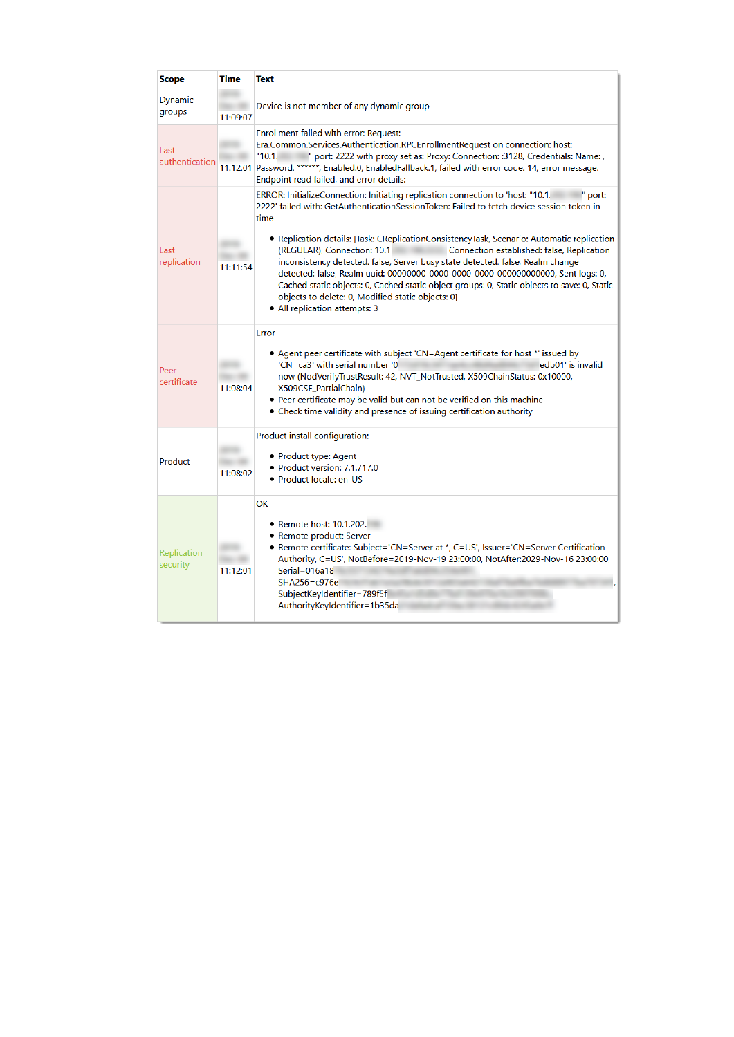| Scope | Time | Text |
|---|---|---|
| Dynamic groups | 11:09:07 | Device is not member of any dynamic group |
| Last authentication | 11:12:01 | Enrollment failed with error: Request: Era.Common.Services.Authentication.RPCEnrollmentRequest on connection: host: "10.1 " port: 2222 with proxy set as: Proxy: Connection: :3128, Credentials: Name: , Password: ******, Enabled:0, EnabledFallback:1, failed with error code: 14, error message: Endpoint read failed, and error details: |
| Last replication | 11:11:54 | ERROR: InitializeConnection: Initiating replication connection to 'host: "10.1. " port: 2222' failed with: GetAuthenticationSessionToken: Failed to fetch device session token in time<br><br>• Replication details: [Task: CReplicationConsistencyTask, Scenario: Automatic replication (REGULAR), Connection: 10.1. Connection established: false, Replication inconsistency detected: false, Server busy state detected: false, Realm change detected: false, Realm uuid: 00000000-0000-0000-0000-000000000000, Sent logs: 0, Cached static objects: 0, Cached static object groups: 0, Static objects to save: 0, Static objects to delete: 0, Modified static objects: 0]<br>• All replication attempts: 3 |
| Peer certificate | 11:08:04 | Error<br><br>• Agent peer certificate with subject 'CN=Agent certificate for host *' issued by 'CN=ca3' with serial number '0 edb01' is invalid now (NodVerifyTrustResult: 42, NVT_NotTrusted, X509ChainStatus: 0x10000, X509CSF_PartialChain)<br>• Peer certificate may be valid but can not be verified on this machine<br>• Check time validity and presence of issuing certification authority |
| Product | 11:08:02 | Product install configuration:<br><br>• Product type: Agent<br>• Product version: 7.1.717.0<br>• Product locale: en_US |
| Replication security | 11:12:01 | OK<br><br>• Remote host: 10.1.202.<br>• Remote product: Server<br>• Remote certificate: Subject='CN=Server at *, C=US', Issuer='CN=Server Certification Authority, C=US', NotBefore=2019-Nov-19 23:00:00, NotAfter:2029-Nov-16 23:00:00, Serial=016a18 SHA256=c976e , SubjectKeyIdentifier=789f5f AuthorityKeyIdentifier=1b35da |